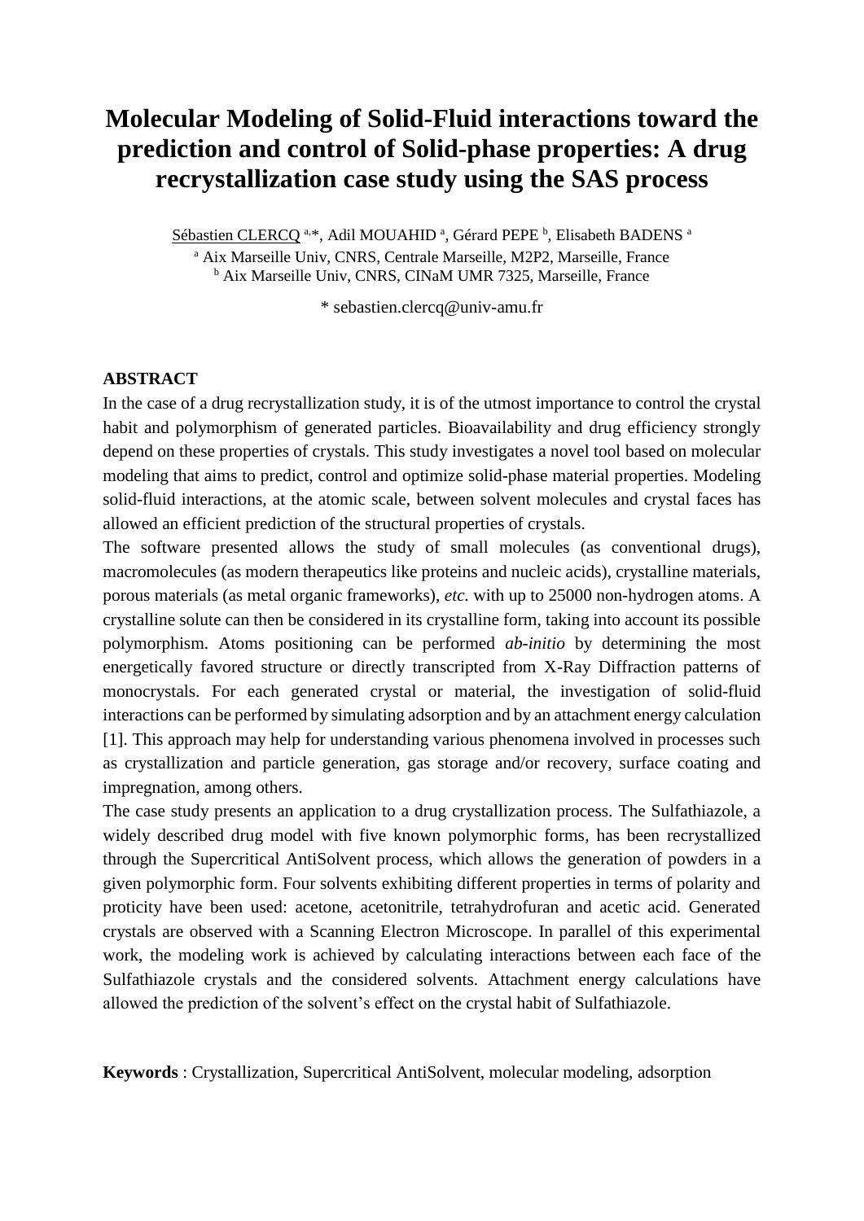# Molecular Modeling of Solid-Fluid interactions toward the prediction and control of Solid-phase properties: A drug recrystallization case study using the SAS process

<u>Sébastien CLERCQ</u> [a,*], Adil MOUAHID [a], Gérard PEPE [b], Elisabeth BADENS [a]

[a] Aix Marseille Univ, CNRS, Centrale Marseille, M2P2, Marseille, France

[b] Aix Marseille Univ, CNRS, CINaM UMR 7325, Marseille, France

* sebastien.clercq@univ-amu.fr

**ABSTRACT**

In the case of a drug recrystallization study, it is of the utmost importance to control the crystal habit and polymorphism of generated particles. Bioavailability and drug efficiency strongly depend on these properties of crystals. This study investigates a novel tool based on molecular modeling that aims to predict, control and optimize solid-phase material properties. Modeling solid-fluid interactions, at the atomic scale, between solvent molecules and crystal faces has allowed an efficient prediction of the structural properties of crystals.

The software presented allows the study of small molecules (as conventional drugs), macromolecules (as modern therapeutics like proteins and nucleic acids), crystalline materials, porous materials (as metal organic frameworks), *etc.* with up to 25000 non-hydrogen atoms. A crystalline solute can then be considered in its crystalline form, taking into account its possible polymorphism. Atoms positioning can be performed *ab-initio* by determining the most energetically favored structure or directly transcripted from X-Ray Diffraction patterns of monocrystals. For each generated crystal or material, the investigation of solid-fluid interactions can be performed by simulating adsorption and by an attachment energy calculation [1]. This approach may help for understanding various phenomena involved in processes such as crystallization and particle generation, gas storage and/or recovery, surface coating and impregnation, among others.

The case study presents an application to a drug crystallization process. The Sulfathiazole, a widely described drug model with five known polymorphic forms, has been recrystallized through the Supercritical AntiSolvent process, which allows the generation of powders in a given polymorphic form. Four solvents exhibiting different properties in terms of polarity and proticity have been used: acetone, acetonitrile, tetrahydrofuran and acetic acid. Generated crystals are observed with a Scanning Electron Microscope. In parallel of this experimental work, the modeling work is achieved by calculating interactions between each face of the Sulfathiazole crystals and the considered solvents. Attachment energy calculations have allowed the prediction of the solvent's effect on the crystal habit of Sulfathiazole.

**Keywords** : Crystallization, Supercritical AntiSolvent, molecular modeling, adsorption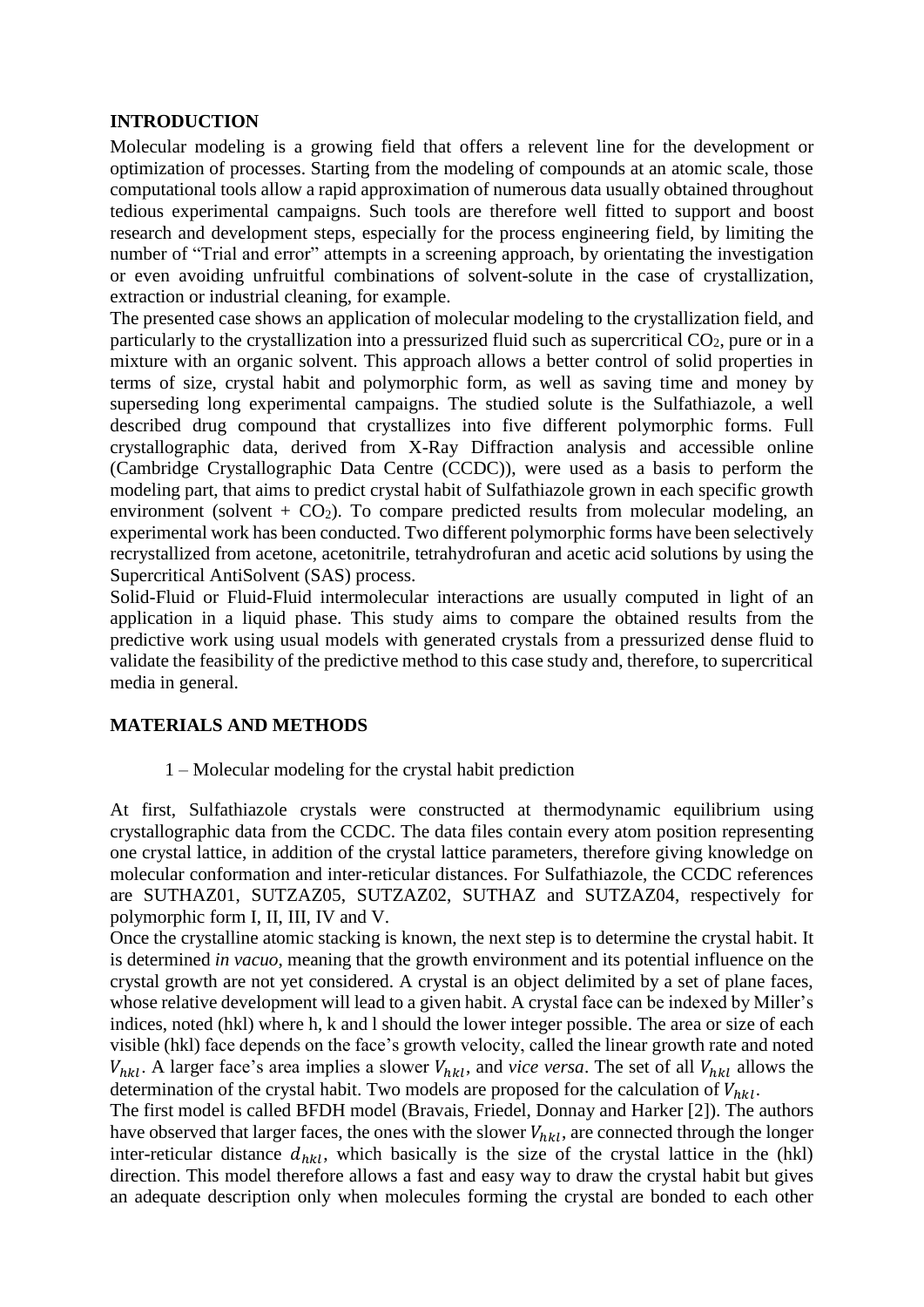## INTRODUCTION

Molecular modeling is a growing field that offers a relevent line for the development or optimization of processes. Starting from the modeling of compounds at an atomic scale, those computational tools allow a rapid approximation of numerous data usually obtained throughout tedious experimental campaigns. Such tools are therefore well fitted to support and boost research and development steps, especially for the process engineering field, by limiting the number of "Trial and error" attempts in a screening approach, by orientating the investigation or even avoiding unfruitful combinations of solvent-solute in the case of crystallization, extraction or industrial cleaning, for example.

The presented case shows an application of molecular modeling to the crystallization field, and particularly to the crystallization into a pressurized fluid such as supercritical $CO_2$, pure or in a mixture with an organic solvent. This approach allows a better control of solid properties in terms of size, crystal habit and polymorphic form, as well as saving time and money by superseding long experimental campaigns. The studied solute is the Sulfathiazole, a well described drug compound that crystallizes into five different polymorphic forms. Full crystallographic data, derived from X-Ray Diffraction analysis and accessible online (Cambridge Crystallographic Data Centre (CCDC)), were used as a basis to perform the modeling part, that aims to predict crystal habit of Sulfathiazole grown in each specific growth environment (solvent + $CO_2$). To compare predicted results from molecular modeling, an experimental work has been conducted. Two different polymorphic forms have been selectively recrystallized from acetone, acetonitrile, tetrahydrofuran and acetic acid solutions by using the Supercritical AntiSolvent (SAS) process.

Solid-Fluid or Fluid-Fluid intermolecular interactions are usually computed in light of an application in a liquid phase. This study aims to compare the obtained results from the predictive work using usual models with generated crystals from a pressurized dense fluid to validate the feasibility of the predictive method to this case study and, therefore, to supercritical media in general.

## MATERIALS AND METHODS

### 1 – Molecular modeling for the crystal habit prediction

At first, Sulfathiazole crystals were constructed at thermodynamic equilibrium using crystallographic data from the CCDC. The data files contain every atom position representing one crystal lattice, in addition of the crystal lattice parameters, therefore giving knowledge on molecular conformation and inter-reticular distances. For Sulfathiazole, the CCDC references are SUTHAZ01, SUTZAZ05, SUTZAZ02, SUTHAZ and SUTZAZ04, respectively for polymorphic form I, II, III, IV and V.

Once the crystalline atomic stacking is known, the next step is to determine the crystal habit. It is determined *in vacuo*, meaning that the growth environment and its potential influence on the crystal growth are not yet considered. A crystal is an object delimited by a set of plane faces, whose relative development will lead to a given habit. A crystal face can be indexed by Miller's indices, noted (hkl) where h, k and l should the lower integer possible. The area or size of each visible (hkl) face depends on the face's growth velocity, called the linear growth rate and noted $V_{hkl}$. A larger face's area implies a slower $V_{hkl}$, and *vice versa*. The set of all $V_{hkl}$ allows the determination of the crystal habit. Two models are proposed for the calculation of $V_{hkl}$.

The first model is called BFDH model (Bravais, Friedel, Donnay and Harker [2]). The authors have observed that larger faces, the ones with the slower $V_{hkl}$, are connected through the longer inter-reticular distance $d_{hkl}$, which basically is the size of the crystal lattice in the (hkl) direction. This model therefore allows a fast and easy way to draw the crystal habit but gives an adequate description only when molecules forming the crystal are bonded to each other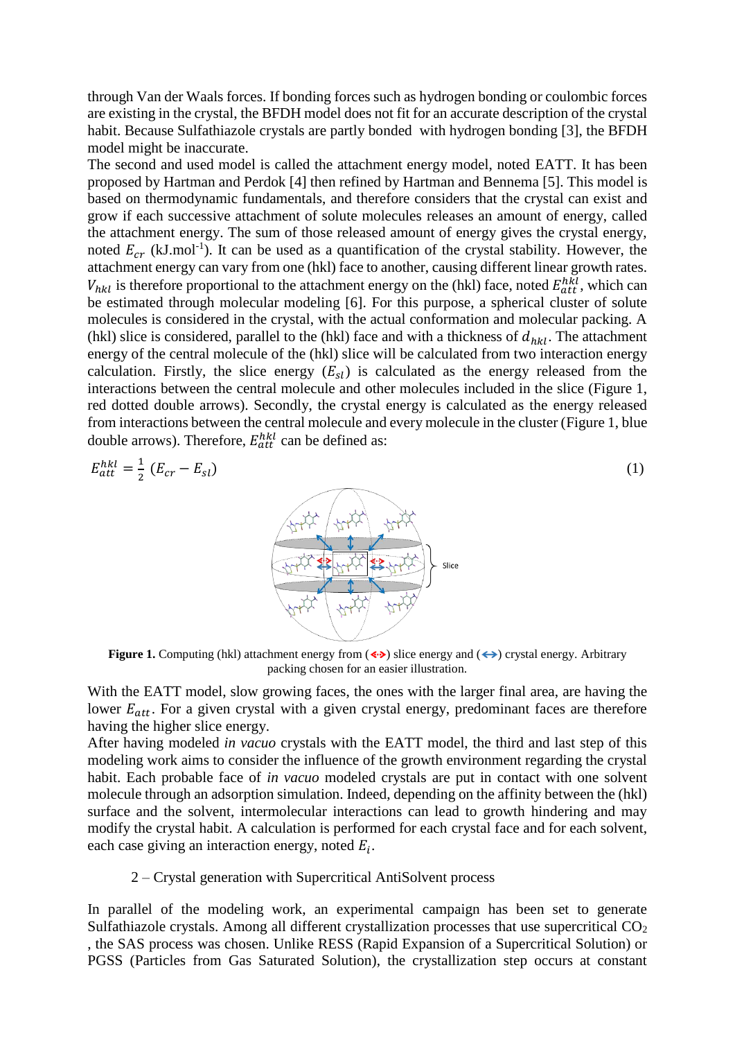through Van der Waals forces. If bonding forces such as hydrogen bonding or coulombic forces are existing in the crystal, the BFDH model does not fit for an accurate description of the crystal habit. Because Sulfathiazole crystals are partly bonded with hydrogen bonding [3], the BFDH model might be inaccurate.

The second and used model is called the attachment energy model, noted EATT. It has been proposed by Hartman and Perdok [4] then refined by Hartman and Bennema [5]. This model is based on thermodynamic fundamentals, and therefore considers that the crystal can exist and grow if each successive attachment of solute molecules releases an amount of energy, called the attachment energy. The sum of those released amount of energy gives the crystal energy, noted $E_{cr}$ (kJ.mol$^{-1}$). It can be used as a quantification of the crystal stability. However, the attachment energy can vary from one (hkl) face to another, causing different linear growth rates. $V_{hkl}$ is therefore proportional to the attachment energy on the (hkl) face, noted $E_{att}^{hkl}$, which can be estimated through molecular modeling [6]. For this purpose, a spherical cluster of solute molecules is considered in the crystal, with the actual conformation and molecular packing. A (hkl) slice is considered, parallel to the (hkl) face and with a thickness of $d_{hkl}$. The attachment energy of the central molecule of the (hkl) slice will be calculated from two interaction energy calculation. Firstly, the slice energy ($E_{sl}$) is calculated as the energy released from the interactions between the central molecule and other molecules included in the slice (Figure 1, red dotted double arrows). Secondly, the crystal energy is calculated as the energy released from interactions between the central molecule and every molecule in the cluster (Figure 1, blue double arrows). Therefore, $E_{att}^{hkl}$ can be defined as:

$$E_{att}^{hkl} = \frac{1}{2}\left(E_{cr} - E_{sl}\right) \tag{1}$$

**Figure 1.** Computing (hkl) attachment energy from (↔ red dotted) slice energy and (↔ blue) crystal energy. Arbitrary packing chosen for an easier illustration.

With the EATT model, slow growing faces, the ones with the larger final area, are having the lower $E_{att}$. For a given crystal with a given crystal energy, predominant faces are therefore having the higher slice energy.

After having modeled *in vacuo* crystals with the EATT model, the third and last step of this modeling work aims to consider the influence of the growth environment regarding the crystal habit. Each probable face of *in vacuo* modeled crystals are put in contact with one solvent molecule through an adsorption simulation. Indeed, depending on the affinity between the (hkl) surface and the solvent, intermolecular interactions can lead to growth hindering and may modify the crystal habit. A calculation is performed for each crystal face and for each solvent, each case giving an interaction energy, noted $E_i$.

## 2 – Crystal generation with Supercritical AntiSolvent process

In parallel of the modeling work, an experimental campaign has been set to generate Sulfathiazole crystals. Among all different crystallization processes that use supercritical $CO_2$, the SAS process was chosen. Unlike RESS (Rapid Expansion of a Supercritical Solution) or PGSS (Particles from Gas Saturated Solution), the crystallization step occurs at constant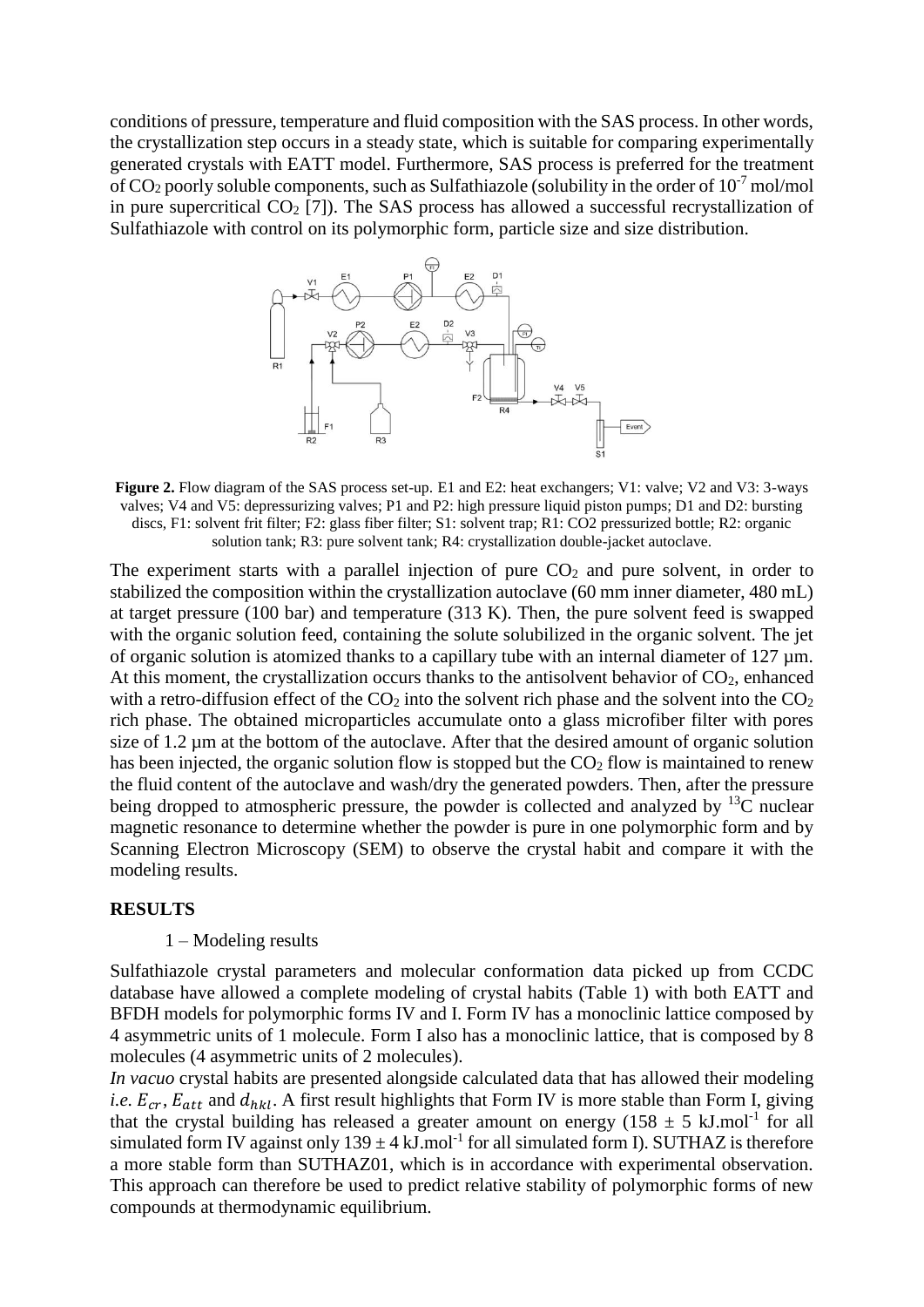conditions of pressure, temperature and fluid composition with the SAS process. In other words, the crystallization step occurs in a steady state, which is suitable for comparing experimentally generated crystals with EATT model. Furthermore, SAS process is preferred for the treatment of $CO_2$ poorly soluble components, such as Sulfathiazole (solubility in the order of $10^{-7}$ mol/mol in pure supercritical $CO_2$ [7]). The SAS process has allowed a successful recrystallization of Sulfathiazole with control on its polymorphic form, particle size and size distribution.

**Figure 2.** Flow diagram of the SAS process set-up. E1 and E2: heat exchangers; V1: valve; V2 and V3: 3-ways valves; V4 and V5: depressurizing valves; P1 and P2: high pressure liquid piston pumps; D1 and D2: bursting discs, F1: solvent frit filter; F2: glass fiber filter; S1: solvent trap; R1: CO2 pressurized bottle; R2: organic solution tank; R3: pure solvent tank; R4: crystallization double-jacket autoclave.

The experiment starts with a parallel injection of pure $CO_2$ and pure solvent, in order to stabilized the composition within the crystallization autoclave (60 mm inner diameter, 480 mL) at target pressure (100 bar) and temperature (313 K). Then, the pure solvent feed is swapped with the organic solution feed, containing the solute solubilized in the organic solvent. The jet of organic solution is atomized thanks to a capillary tube with an internal diameter of 127 µm. At this moment, the crystallization occurs thanks to the antisolvent behavior of $CO_2$, enhanced with a retro-diffusion effect of the $CO_2$ into the solvent rich phase and the solvent into the $CO_2$ rich phase. The obtained microparticles accumulate onto a glass microfiber filter with pores size of 1.2 µm at the bottom of the autoclave. After that the desired amount of organic solution has been injected, the organic solution flow is stopped but the $CO_2$ flow is maintained to renew the fluid content of the autoclave and wash/dry the generated powders. Then, after the pressure being dropped to atmospheric pressure, the powder is collected and analyzed by $^{13}C$ nuclear magnetic resonance to determine whether the powder is pure in one polymorphic form and by Scanning Electron Microscopy (SEM) to observe the crystal habit and compare it with the modeling results.

## RESULTS

### 1 – Modeling results

Sulfathiazole crystal parameters and molecular conformation data picked up from CCDC database have allowed a complete modeling of crystal habits (Table 1) with both EATT and BFDH models for polymorphic forms IV and I. Form IV has a monoclinic lattice composed by 4 asymmetric units of 1 molecule. Form I also has a monoclinic lattice, that is composed by 8 molecules (4 asymmetric units of 2 molecules).

*In vacuo* crystal habits are presented alongside calculated data that has allowed their modeling *i.e.* $E_{cr}$, $E_{att}$ and $d_{hkl}$. A first result highlights that Form IV is more stable than Form I, giving that the crystal building has released a greater amount on energy (158 ± 5 kJ.mol$^{-1}$ for all simulated form IV against only 139 ± 4 kJ.mol$^{-1}$ for all simulated form I). SUTHAZ is therefore a more stable form than SUTHAZ01, which is in accordance with experimental observation. This approach can therefore be used to predict relative stability of polymorphic forms of new compounds at thermodynamic equilibrium.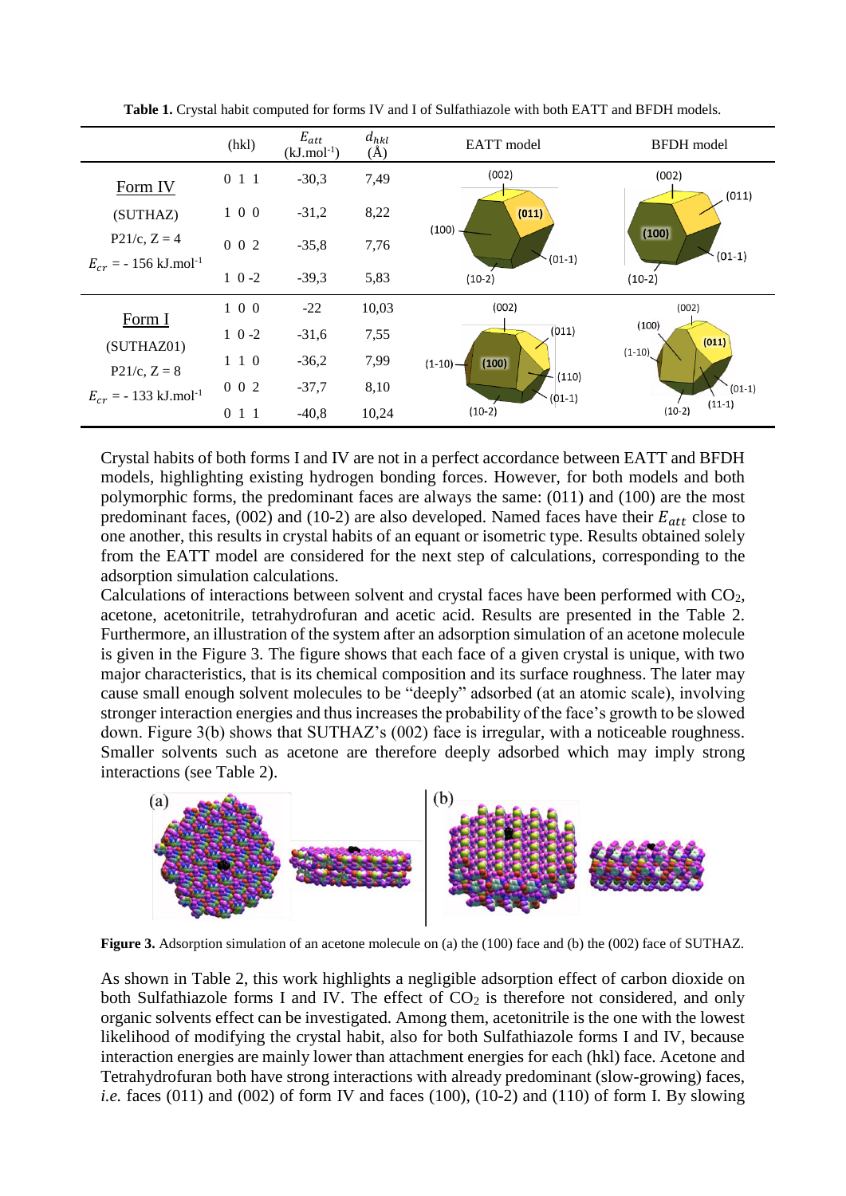**Table 1.** Crystal habit computed for forms IV and I of Sulfathiazole with both EATT and BFDH models.

| | (hkl) | $E_{att}$ (kJ.mol$^{-1}$) | $d_{hkl}$ (Å) | EATT model | BFDH model |
|---|---|---|---|---|---|
| Form IV | 0 1 1 | -30,3 | 7,49 | | |
| (SUTHAZ) | 1 0 0 | -31,2 | 8,22 | | |
| P21/c, Z = 4 | 0 0 2 | -35,8 | 7,76 | | |
| $E_{cr}$ = - 156 kJ.mol$^{-1}$ | 1 0 -2 | -39,3 | 5,83 | | |
| Form I | 1 0 0 | -22 | 10,03 | | |
| (SUTHAZ01) | 1 0 -2 | -31,6 | 7,55 | | |
| P21/c, Z = 8 | 1 1 0 | -36,2 | 7,99 | | |
| $E_{cr}$ = - 133 kJ.mol$^{-1}$ | 0 0 2 | -37,7 | 8,10 | | |
| | 0 1 1 | -40,8 | 10,24 | | |

Crystal habits of both forms I and IV are not in a perfect accordance between EATT and BFDH models, highlighting existing hydrogen bonding forces. However, for both models and both polymorphic forms, the predominant faces are always the same: (011) and (100) are the most predominant faces, (002) and (10-2) are also developed. Named faces have their $E_{att}$ close to one another, this results in crystal habits of an equant or isometric type. Results obtained solely from the EATT model are considered for the next step of calculations, corresponding to the adsorption simulation calculations.

Calculations of interactions between solvent and crystal faces have been performed with $CO_2$, acetone, acetonitrile, tetrahydrofuran and acetic acid. Results are presented in the Table 2. Furthermore, an illustration of the system after an adsorption simulation of an acetone molecule is given in the Figure 3. The figure shows that each face of a given crystal is unique, with two major characteristics, that is its chemical composition and its surface roughness. The later may cause small enough solvent molecules to be "deeply" adsorbed (at an atomic scale), involving stronger interaction energies and thus increases the probability of the face's growth to be slowed down. Figure 3(b) shows that SUTHAZ's (002) face is irregular, with a noticeable roughness. Smaller solvents such as acetone are therefore deeply adsorbed which may imply strong interactions (see Table 2).

**Figure 3.** Adsorption simulation of an acetone molecule on (a) the (100) face and (b) the (002) face of SUTHAZ.

As shown in Table 2, this work highlights a negligible adsorption effect of carbon dioxide on both Sulfathiazole forms I and IV. The effect of $CO_2$ is therefore not considered, and only organic solvents effect can be investigated. Among them, acetonitrile is the one with the lowest likelihood of modifying the crystal habit, also for both Sulfathiazole forms I and IV, because interaction energies are mainly lower than attachment energies for each (hkl) face. Acetone and Tetrahydrofuran both have strong interactions with already predominant (slow-growing) faces, *i.e.* faces (011) and (002) of form IV and faces (100), (10-2) and (110) of form I. By slowing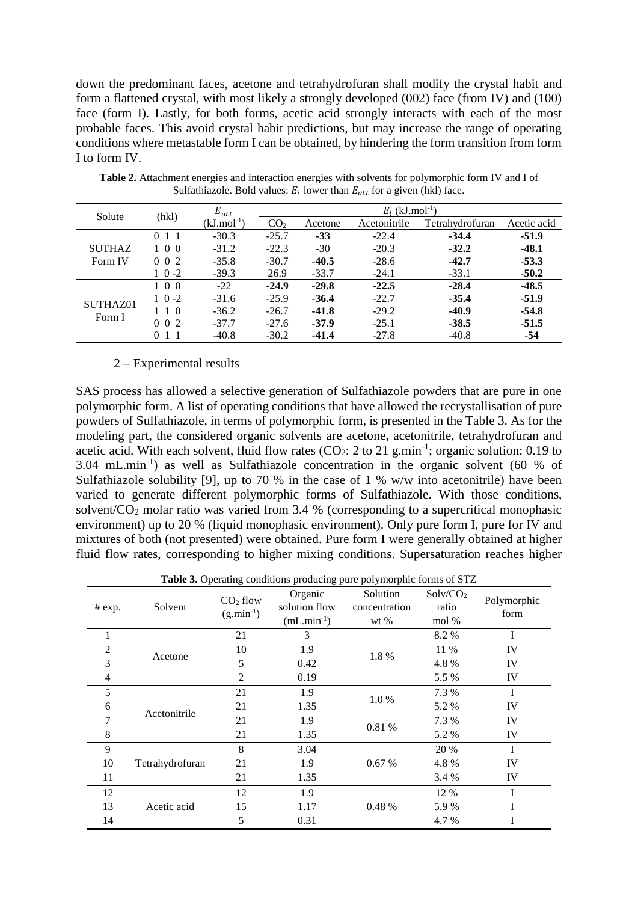down the predominant faces, acetone and tetrahydrofuran shall modify the crystal habit and form a flattened crystal, with most likely a strongly developed (002) face (from IV) and (100) face (form I). Lastly, for both forms, acetic acid strongly interacts with each of the most probable faces. This avoid crystal habit predictions, but may increase the range of operating conditions where metastable form I can be obtained, by hindering the form transition from form I to form IV.

**Table 2.** Attachment energies and interaction energies with solvents for polymorphic form IV and I of Sulfathiazole. Bold values: $E_i$ lower than $E_{att}$ for a given (hkl) face.

| Solute | (hkl) | $E_{att}$ (kJ.mol$^{-1}$) | $E_i$ (kJ.mol$^{-1}$) | | | | |
|---|---|---|---|---|---|---|---|
| | | | $CO_2$ | Acetone | Acetonitrile | Tetrahydrofuran | Acetic acid |
| SUTHAZ Form IV | 0 1 1 | -30.3 | -25.7 | **-33** | -22.4 | **-34.4** | **-51.9** |
| | 1 0 0 | -31.2 | -22.3 | -30 | -20.3 | **-32.2** | **-48.1** |
| | 0 0 2 | -35.8 | -30.7 | **-40.5** | -28.6 | **-42.7** | **-53.3** |
| | 1 0 -2 | -39.3 | 26.9 | -33.7 | -24.1 | -33.1 | **-50.2** |
| SUTHAZ01 Form I | 1 0 0 | -22 | **-24.9** | **-29.8** | **-22.5** | **-28.4** | **-48.5** |
| | 1 0 -2 | -31.6 | -25.9 | **-36.4** | -22.7 | **-35.4** | **-51.9** |
| | 1 1 0 | -36.2 | -26.7 | **-41.8** | -29.2 | **-40.9** | **-54.8** |
| | 0 0 2 | -37.7 | -27.6 | **-37.9** | -25.1 | **-38.5** | **-51.5** |
| | 0 1 1 | -40.8 | -30.2 | **-41.4** | -27.8 | -40.8 | **-54** |

### 2 – Experimental results

SAS process has allowed a selective generation of Sulfathiazole powders that are pure in one polymorphic form. A list of operating conditions that have allowed the recrystallisation of pure powders of Sulfathiazole, in terms of polymorphic form, is presented in the Table 3. As for the modeling part, the considered organic solvents are acetone, acetonitrile, tetrahydrofuran and acetic acid. With each solvent, fluid flow rates ($CO_2$: 2 to 21 g.min$^{-1}$; organic solution: 0.19 to 3.04 mL.min$^{-1}$) as well as Sulfathiazole concentration in the organic solvent (60 % of Sulfathiazole solubility [9], up to 70 % in the case of 1 % w/w into acetonitrile) have been varied to generate different polymorphic forms of Sulfathiazole. With those conditions, solvent/$CO_2$ molar ratio was varied from 3.4 % (corresponding to a supercritical monophasic environment) up to 20 % (liquid monophasic environment). Only pure form I, pure for IV and mixtures of both (not presented) were obtained. Pure form I were generally obtained at higher fluid flow rates, corresponding to higher mixing conditions. Supersaturation reaches higher

**Table 3.** Operating conditions producing pure polymorphic forms of STZ

| # exp. | Solvent | $CO_2$ flow (g.min$^{-1}$) | Organic solution flow (mL.min$^{-1}$) | Solution concentration wt % | Solv/$CO_2$ ratio mol % | Polymorphic form |
|---|---|---|---|---|---|---|
| 1 | Acetone | 21 | 3 | 1.8 % | 8.2 % | I |
| 2 | | 10 | 1.9 | | 11 % | IV |
| 3 | | 5 | 0.42 | | 4.8 % | IV |
| 4 | | 2 | 0.19 | | 5.5 % | IV |
| 5 | Acetonitrile | 21 | 1.9 | 1.0 % | 7.3 % | I |
| 6 | | 21 | 1.35 | | 5.2 % | IV |
| 7 | | 21 | 1.9 | 0.81 % | 7.3 % | IV |
| 8 | | 21 | 1.35 | | 5.2 % | IV |
| 9 | Tetrahydrofuran | 8 | 3.04 | 0.67 % | 20 % | I |
| 10 | | 21 | 1.9 | | 4.8 % | IV |
| 11 | | 21 | 1.35 | | 3.4 % | IV |
| 12 | Acetic acid | 12 | 1.9 | 0.48 % | 12 % | I |
| 13 | | 15 | 1.17 | | 5.9 % | I |
| 14 | | 5 | 0.31 | | 4.7 % | I |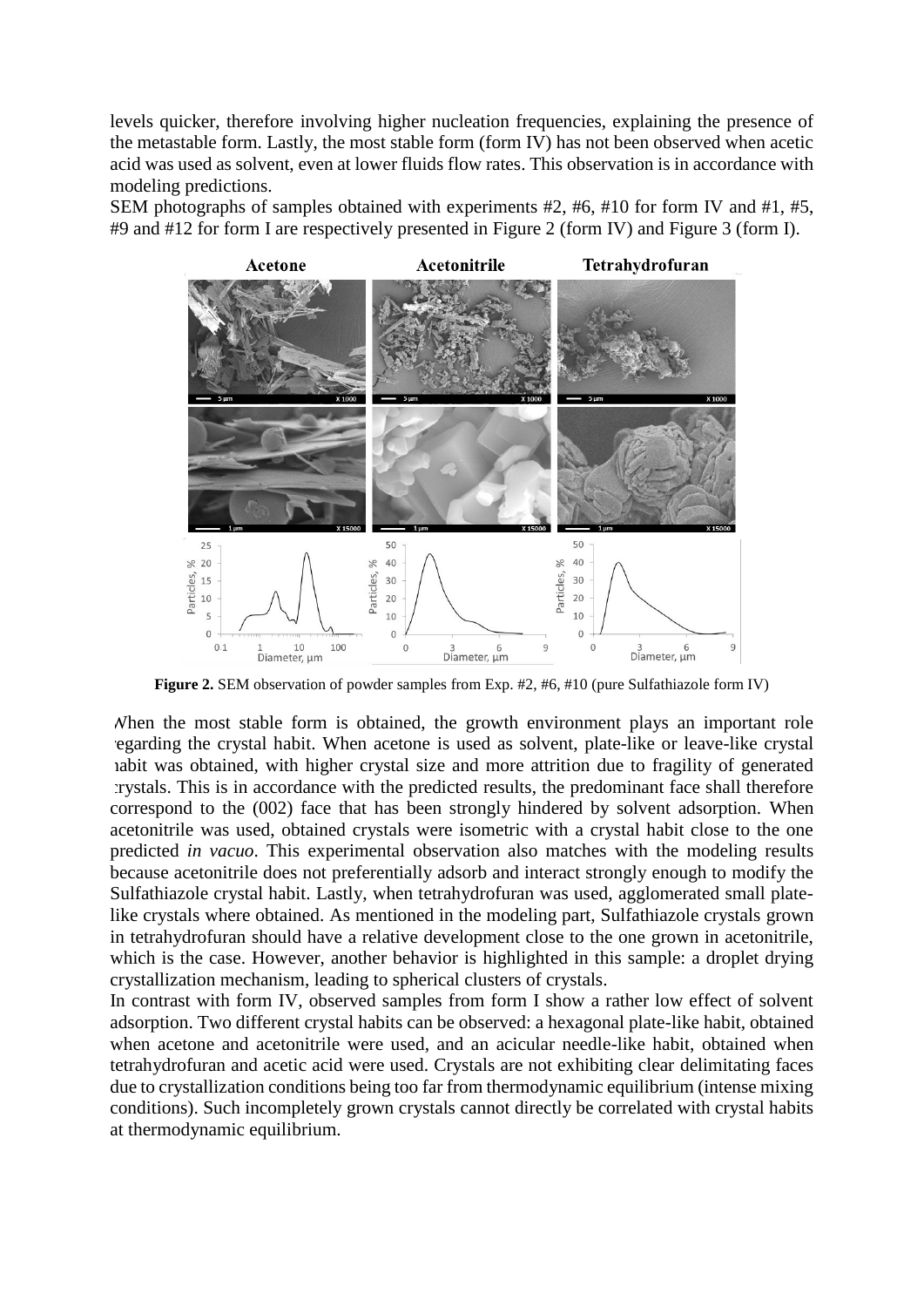levels quicker, therefore involving higher nucleation frequencies, explaining the presence of the metastable form. Lastly, the most stable form (form IV) has not been observed when acetic acid was used as solvent, even at lower fluids flow rates. This observation is in accordance with modeling predictions.

SEM photographs of samples obtained with experiments #2, #6, #10 for form IV and #1, #5, #9 and #12 for form I are respectively presented in Figure 2 (form IV) and Figure 3 (form I).

**Figure 2.** SEM observation of powder samples from Exp. #2, #6, #10 (pure Sulfathiazole form IV)

When the most stable form is obtained, the growth environment plays an important role regarding the crystal habit. When acetone is used as solvent, plate-like or leave-like crystal habit was obtained, with higher crystal size and more attrition due to fragility of generated crystals. This is in accordance with the predicted results, the predominant face shall therefore correspond to the (002) face that has been strongly hindered by solvent adsorption. When acetonitrile was used, obtained crystals were isometric with a crystal habit close to the one predicted *in vacuo*. This experimental observation also matches with the modeling results because acetonitrile does not preferentially adsorb and interact strongly enough to modify the Sulfathiazole crystal habit. Lastly, when tetrahydrofuran was used, agglomerated small plate-like crystals where obtained. As mentioned in the modeling part, Sulfathiazole crystals grown in tetrahydrofuran should have a relative development close to the one grown in acetonitrile, which is the case. However, another behavior is highlighted in this sample: a droplet drying crystallization mechanism, leading to spherical clusters of crystals.

In contrast with form IV, observed samples from form I show a rather low effect of solvent adsorption. Two different crystal habits can be observed: a hexagonal plate-like habit, obtained when acetone and acetonitrile were used, and an acicular needle-like habit, obtained when tetrahydrofuran and acetic acid were used. Crystals are not exhibiting clear delimitating faces due to crystallization conditions being too far from thermodynamic equilibrium (intense mixing conditions). Such incompletely grown crystals cannot directly be correlated with crystal habits at thermodynamic equilibrium.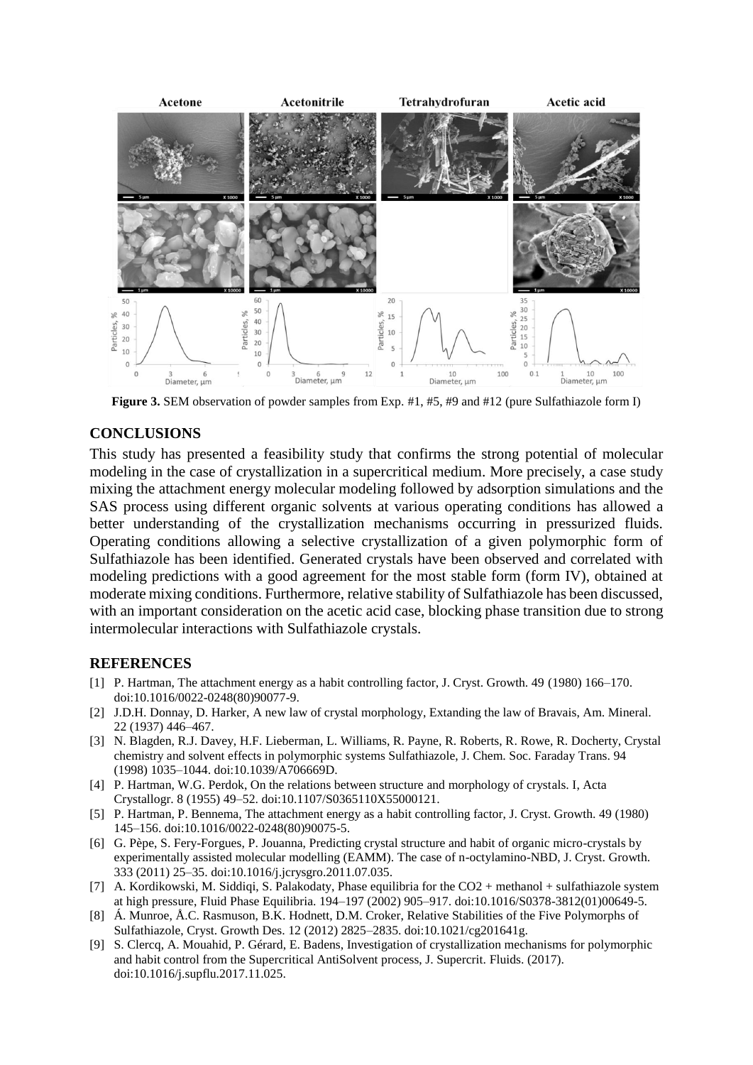Acetone

Acetonitrile

Tetrahydrofuran

Acetic acid

5 μm X 1000

1 μm X 10000

Particles, %

Diameter, μm

**Figure 3.** SEM observation of powder samples from Exp. #1, #5, #9 and #12 (pure Sulfathiazole form I)

## CONCLUSIONS

This study has presented a feasibility study that confirms the strong potential of molecular modeling in the case of crystallization in a supercritical medium. More precisely, a case study mixing the attachment energy molecular modeling followed by adsorption simulations and the SAS process using different organic solvents at various operating conditions has allowed a better understanding of the crystallization mechanisms occurring in pressurized fluids. Operating conditions allowing a selective crystallization of a given polymorphic form of Sulfathiazole has been identified. Generated crystals have been observed and correlated with modeling predictions with a good agreement for the most stable form (form IV), obtained at moderate mixing conditions. Furthermore, relative stability of Sulfathiazole has been discussed, with an important consideration on the acetic acid case, blocking phase transition due to strong intermolecular interactions with Sulfathiazole crystals.

## REFERENCES

[1] P. Hartman, The attachment energy as a habit controlling factor, J. Cryst. Growth. 49 (1980) 166–170. doi:10.1016/0022-0248(80)90077-9.

[2] J.D.H. Donnay, D. Harker, A new law of crystal morphology, Extanding the law of Bravais, Am. Mineral. 22 (1937) 446–467.

[3] N. Blagden, R.J. Davey, H.F. Lieberman, L. Williams, R. Payne, R. Roberts, R. Rowe, R. Docherty, Crystal chemistry and solvent effects in polymorphic systems Sulfathiazole, J. Chem. Soc. Faraday Trans. 94 (1998) 1035–1044. doi:10.1039/A706669D.

[4] P. Hartman, W.G. Perdok, On the relations between structure and morphology of crystals. I, Acta Crystallogr. 8 (1955) 49–52. doi:10.1107/S0365110X55000121.

[5] P. Hartman, P. Bennema, The attachment energy as a habit controlling factor, J. Cryst. Growth. 49 (1980) 145–156. doi:10.1016/0022-0248(80)90075-5.

[6] G. Pèpe, S. Fery-Forgues, P. Jouanna, Predicting crystal structure and habit of organic micro-crystals by experimentally assisted molecular modelling (EAMM). The case of n-octylamino-NBD, J. Cryst. Growth. 333 (2011) 25–35. doi:10.1016/j.jcrysgro.2011.07.035.

[7] A. Kordikowski, M. Siddiqi, S. Palakodaty, Phase equilibria for the $CO_2$ + methanol + sulfathiazole system at high pressure, Fluid Phase Equilibria. 194–197 (2002) 905–917. doi:10.1016/S0378-3812(01)00649-5.

[8] Á. Munroe, Å.C. Rasmuson, B.K. Hodnett, D.M. Croker, Relative Stabilities of the Five Polymorphs of Sulfathiazole, Cryst. Growth Des. 12 (2012) 2825–2835. doi:10.1021/cg201641g.

[9] S. Clercq, A. Mouahid, P. Gérard, E. Badens, Investigation of crystallization mechanisms for polymorphic and habit control from the Supercritical AntiSolvent process, J. Supercrit. Fluids. (2017). doi:10.1016/j.supflu.2017.11.025.